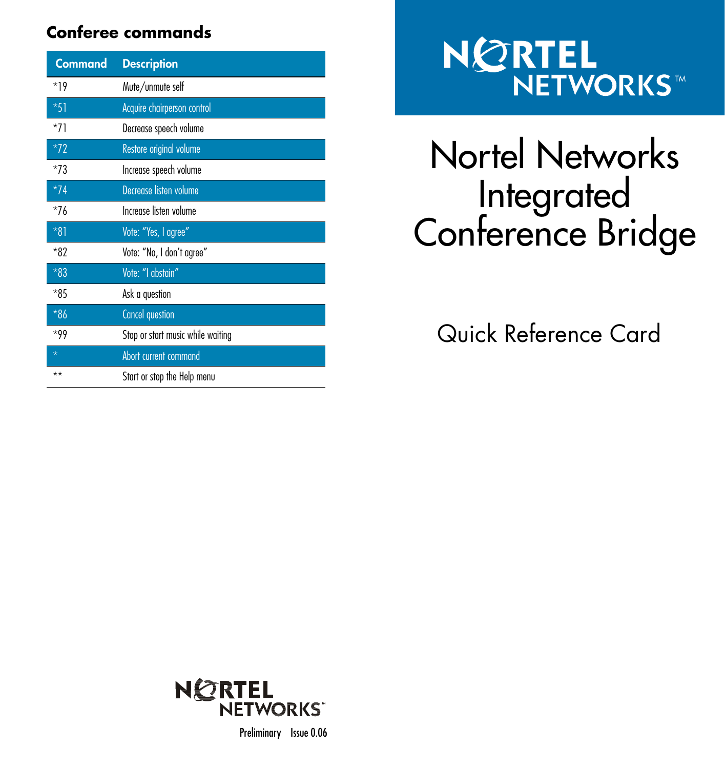## Conferee commands

| Command | Description |
|---|---|
| *19 | Mute/unmute self |
| *51 | Acquire chairperson control |
| *71 | Decrease speech volume |
| *72 | Restore original volume |
| *73 | Increase speech volume |
| *74 | Decrease listen volume |
| *76 | Increase listen volume |
| *81 | Vote: "Yes, I agree" |
| *82 | Vote: "No, I don't agree" |
| *83 | Vote: "I abstain" |
| *85 | Ask a question |
| *86 | Cancel question |
| *99 | Stop or start music while waiting |
| * | Abort current command |
| ** | Start or stop the Help menu |

NORTEL NETWORKS™

# Nortel Networks Integrated Conference Bridge

## Quick Reference Card

NORTEL NETWORKS™

Preliminary Issue 0.06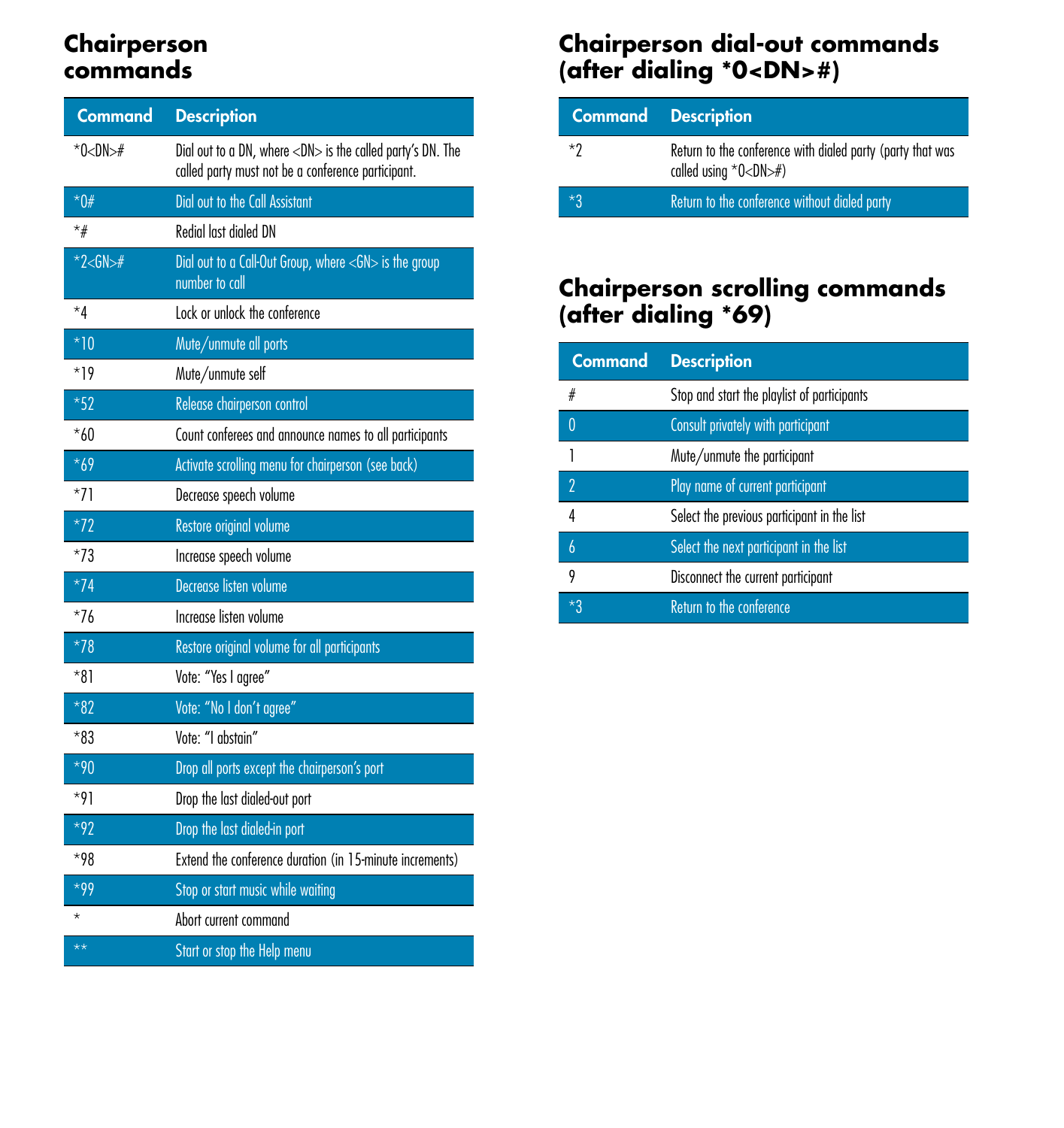## Chairperson commands

| Command | Description |
|---|---|
| *0<DN># | Dial out to a DN, where <DN> is the called party's DN. The called party must not be a conference participant. |
| *0# | Dial out to the Call Assistant |
| *# | Redial last dialed DN |
| *2<GN># | Dial out to a Call-Out Group, where <GN> is the group number to call |
| *4 | Lock or unlock the conference |
| *10 | Mute/unmute all ports |
| *19 | Mute/unmute self |
| *52 | Release chairperson control |
| *60 | Count conferees and announce names to all participants |
| *69 | Activate scrolling menu for chairperson (see back) |
| *71 | Decrease speech volume |
| *72 | Restore original volume |
| *73 | Increase speech volume |
| *74 | Decrease listen volume |
| *76 | Increase listen volume |
| *78 | Restore original volume for all participants |
| *81 | Vote: "Yes I agree" |
| *82 | Vote: "No I don't agree" |
| *83 | Vote: "I abstain" |
| *90 | Drop all ports except the chairperson's port |
| *91 | Drop the last dialed-out port |
| *92 | Drop the last dialed-in port |
| *98 | Extend the conference duration (in 15-minute increments) |
| *99 | Stop or start music while waiting |
| * | Abort current command |
| ** | Start or stop the Help menu |

## Chairperson dial-out commands (after dialing *0<DN>#)

| Command | Description |
|---|---|
| *2 | Return to the conference with dialed party (party that was called using *0<DN>#) |
| *3 | Return to the conference without dialed party |

## Chairperson scrolling commands (after dialing *69)

| Command | Description |
|---|---|
| # | Stop and start the playlist of participants |
| 0 | Consult privately with participant |
| 1 | Mute/unmute the participant |
| 2 | Play name of current participant |
| 4 | Select the previous participant in the list |
| 6 | Select the next participant in the list |
| 9 | Disconnect the current participant |
| *3 | Return to the conference |